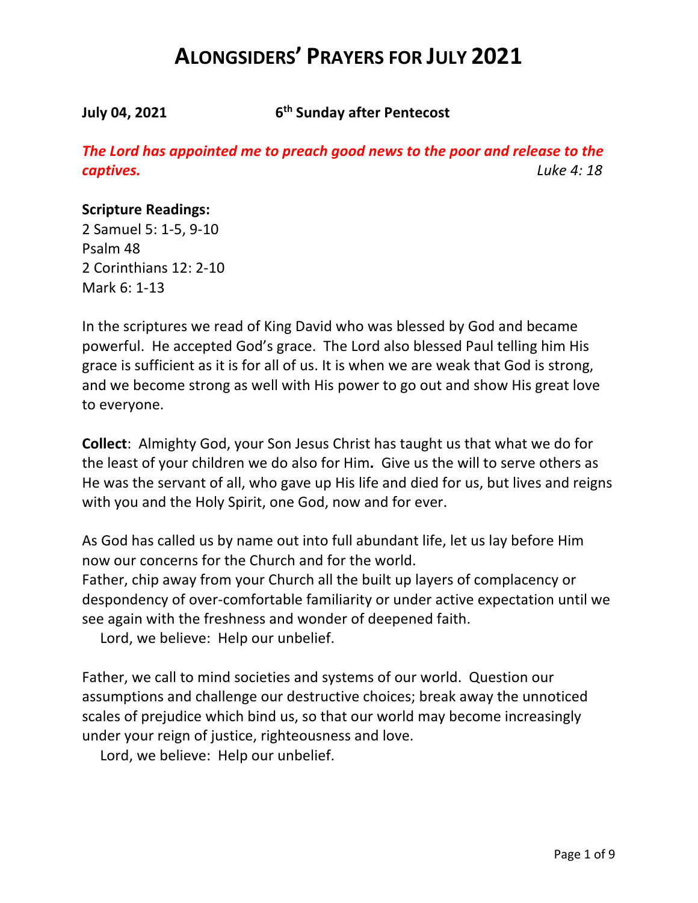# ALONGSIDERS' PRAYERS FOR JULY 2021

**July 04, 2021 6th Sunday after Pentecost**

***The Lord has appointed me to preach good news to the poor and release to the captives.*** *Luke 4: 18*

**Scripture Readings:**
2 Samuel 5: 1-5, 9-10
Psalm 48
2 Corinthians 12: 2-10
Mark 6: 1-13

In the scriptures we read of King David who was blessed by God and became powerful. He accepted God's grace. The Lord also blessed Paul telling him His grace is sufficient as it is for all of us. It is when we are weak that God is strong, and we become strong as well with His power to go out and show His great love to everyone.

**Collect**: Almighty God, your Son Jesus Christ has taught us that what we do for the least of your children we do also for Him**.** Give us the will to serve others as He was the servant of all, who gave up His life and died for us, but lives and reigns with you and the Holy Spirit, one God, now and for ever.

As God has called us by name out into full abundant life, let us lay before Him now our concerns for the Church and for the world.
Father, chip away from your Church all the built up layers of complacency or despondency of over-comfortable familiarity or under active expectation until we see again with the freshness and wonder of deepened faith.
Lord, we believe: Help our unbelief.

Father, we call to mind societies and systems of our world. Question our assumptions and challenge our destructive choices; break away the unnoticed scales of prejudice which bind us, so that our world may become increasingly under your reign of justice, righteousness and love.
Lord, we believe: Help our unbelief.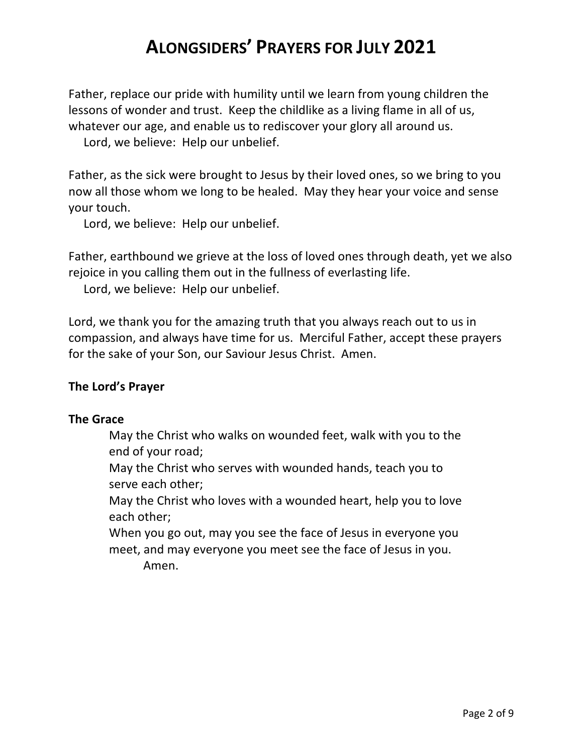# ALONGSIDERS' PRAYERS FOR JULY 2021

Father, replace our pride with humility until we learn from young children the lessons of wonder and trust. Keep the childlike as a living flame in all of us, whatever our age, and enable us to rediscover your glory all around us.

Lord, we believe: Help our unbelief.

Father, as the sick were brought to Jesus by their loved ones, so we bring to you now all those whom we long to be healed. May they hear your voice and sense your touch.

Lord, we believe: Help our unbelief.

Father, earthbound we grieve at the loss of loved ones through death, yet we also rejoice in you calling them out in the fullness of everlasting life.

Lord, we believe: Help our unbelief.

Lord, we thank you for the amazing truth that you always reach out to us in compassion, and always have time for us. Merciful Father, accept these prayers for the sake of your Son, our Saviour Jesus Christ. Amen.

**The Lord's Prayer**

**The Grace**

May the Christ who walks on wounded feet, walk with you to the end of your road;
May the Christ who serves with wounded hands, teach you to serve each other;
May the Christ who loves with a wounded heart, help you to love each other;
When you go out, may you see the face of Jesus in everyone you meet, and may everyone you meet see the face of Jesus in you.
Amen.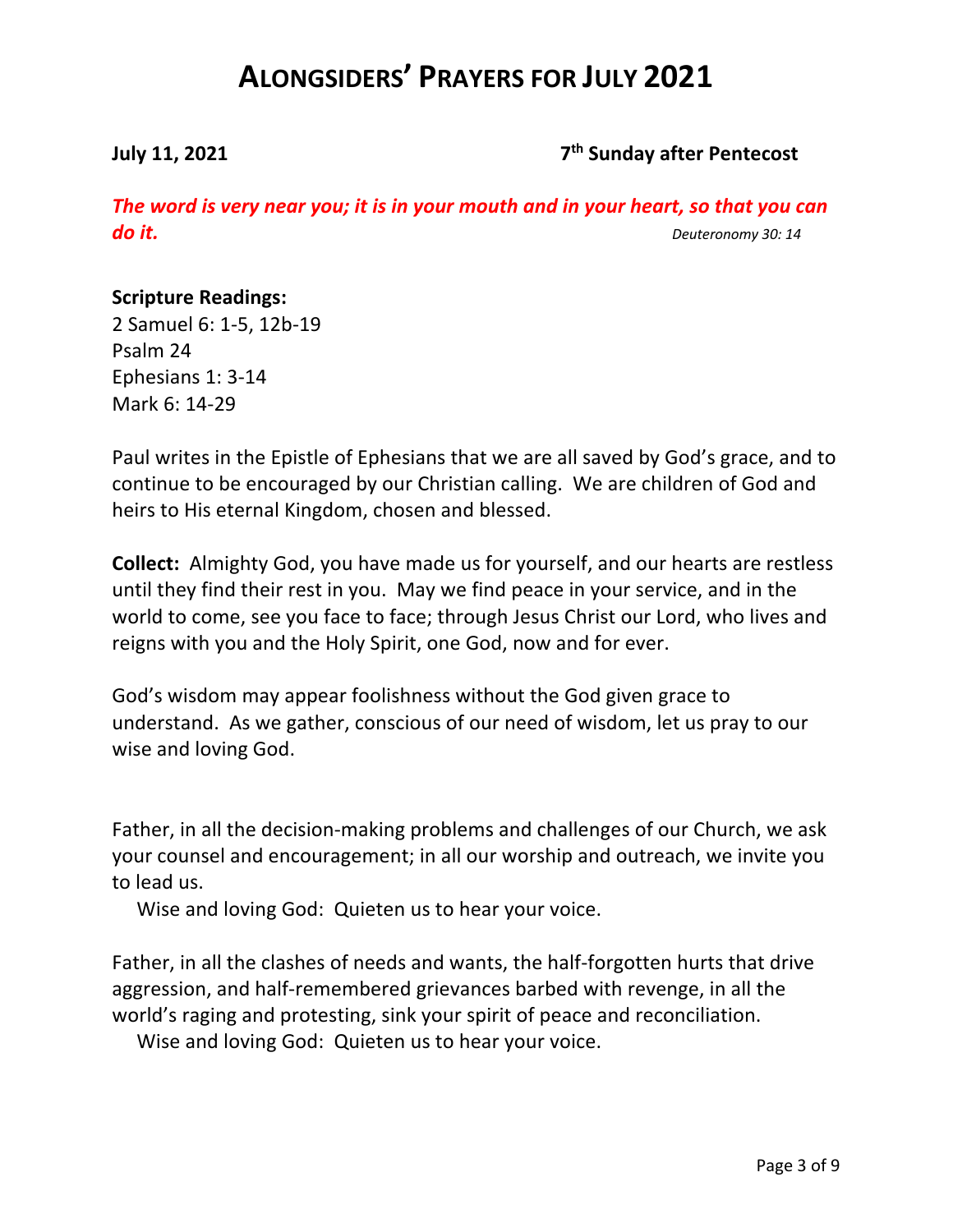# ALONGSIDERS' PRAYERS FOR JULY 2021

**July 11, 2021** **7th Sunday after Pentecost**

***The word is very near you; it is in your mouth and in your heart, so that you can do it.*** *Deuteronomy 30: 14*

**Scripture Readings:**
2 Samuel 6: 1-5, 12b-19
Psalm 24
Ephesians 1: 3-14
Mark 6: 14-29

Paul writes in the Epistle of Ephesians that we are all saved by God's grace, and to continue to be encouraged by our Christian calling. We are children of God and heirs to His eternal Kingdom, chosen and blessed.

**Collect:** Almighty God, you have made us for yourself, and our hearts are restless until they find their rest in you. May we find peace in your service, and in the world to come, see you face to face; through Jesus Christ our Lord, who lives and reigns with you and the Holy Spirit, one God, now and for ever.

God's wisdom may appear foolishness without the God given grace to understand. As we gather, conscious of our need of wisdom, let us pray to our wise and loving God.

Father, in all the decision-making problems and challenges of our Church, we ask your counsel and encouragement; in all our worship and outreach, we invite you to lead us.

Wise and loving God: Quieten us to hear your voice.

Father, in all the clashes of needs and wants, the half-forgotten hurts that drive aggression, and half-remembered grievances barbed with revenge, in all the world's raging and protesting, sink your spirit of peace and reconciliation.

Wise and loving God: Quieten us to hear your voice.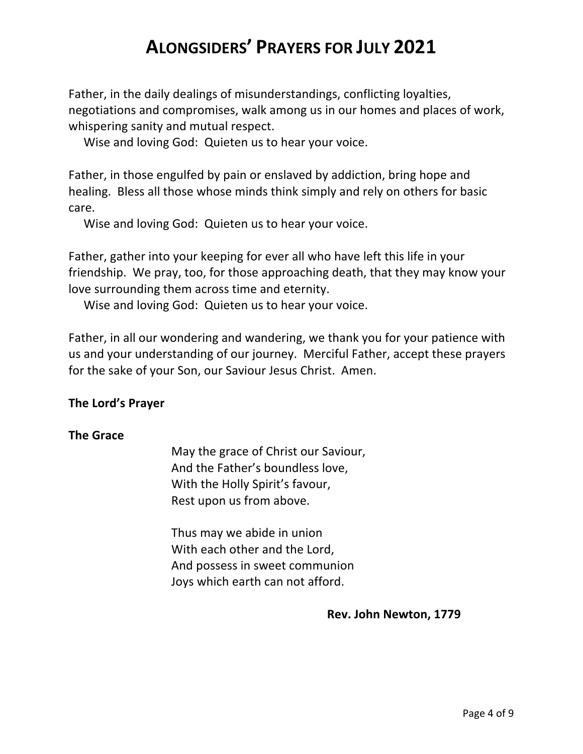# Alongsiders' Prayers for July 2021

Father, in the daily dealings of misunderstandings, conflicting loyalties, negotiations and compromises, walk among us in our homes and places of work, whispering sanity and mutual respect.

Wise and loving God: Quieten us to hear your voice.

Father, in those engulfed by pain or enslaved by addiction, bring hope and healing. Bless all those whose minds think simply and rely on others for basic care.

Wise and loving God: Quieten us to hear your voice.

Father, gather into your keeping for ever all who have left this life in your friendship. We pray, too, for those approaching death, that they may know your love surrounding them across time and eternity.

Wise and loving God: Quieten us to hear your voice.

Father, in all our wondering and wandering, we thank you for your patience with us and your understanding of our journey. Merciful Father, accept these prayers for the sake of your Son, our Saviour Jesus Christ. Amen.

**The Lord's Prayer**

**The Grace**

May the grace of Christ our Saviour,  
And the Father's boundless love,  
With the Holly Spirit's favour,  
Rest upon us from above.

Thus may we abide in union  
With each other and the Lord,  
And possess in sweet communion  
Joys which earth can not afford.

**Rev. John Newton, 1779**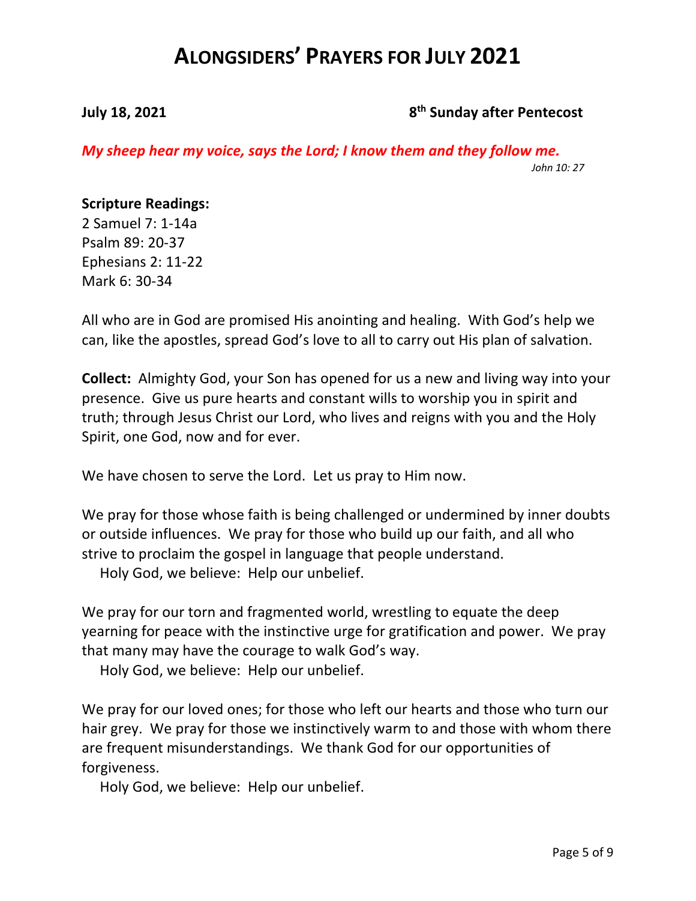# ALONGSIDERS' PRAYERS FOR JULY 2021

**July 18, 2021** **8th Sunday after Pentecost**

***My sheep hear my voice, says the Lord; I know them and they follow me.***

*John 10: 27*

**Scripture Readings:**
2 Samuel 7: 1-14a
Psalm 89: 20-37
Ephesians 2: 11-22
Mark 6: 30-34

All who are in God are promised His anointing and healing. With God's help we can, like the apostles, spread God's love to all to carry out His plan of salvation.

**Collect:** Almighty God, your Son has opened for us a new and living way into your presence. Give us pure hearts and constant wills to worship you in spirit and truth; through Jesus Christ our Lord, who lives and reigns with you and the Holy Spirit, one God, now and for ever.

We have chosen to serve the Lord. Let us pray to Him now.

We pray for those whose faith is being challenged or undermined by inner doubts or outside influences. We pray for those who build up our faith, and all who strive to proclaim the gospel in language that people understand.
Holy God, we believe: Help our unbelief.

We pray for our torn and fragmented world, wrestling to equate the deep yearning for peace with the instinctive urge for gratification and power. We pray that many may have the courage to walk God's way.
Holy God, we believe: Help our unbelief.

We pray for our loved ones; for those who left our hearts and those who turn our hair grey. We pray for those we instinctively warm to and those with whom there are frequent misunderstandings. We thank God for our opportunities of forgiveness.
Holy God, we believe: Help our unbelief.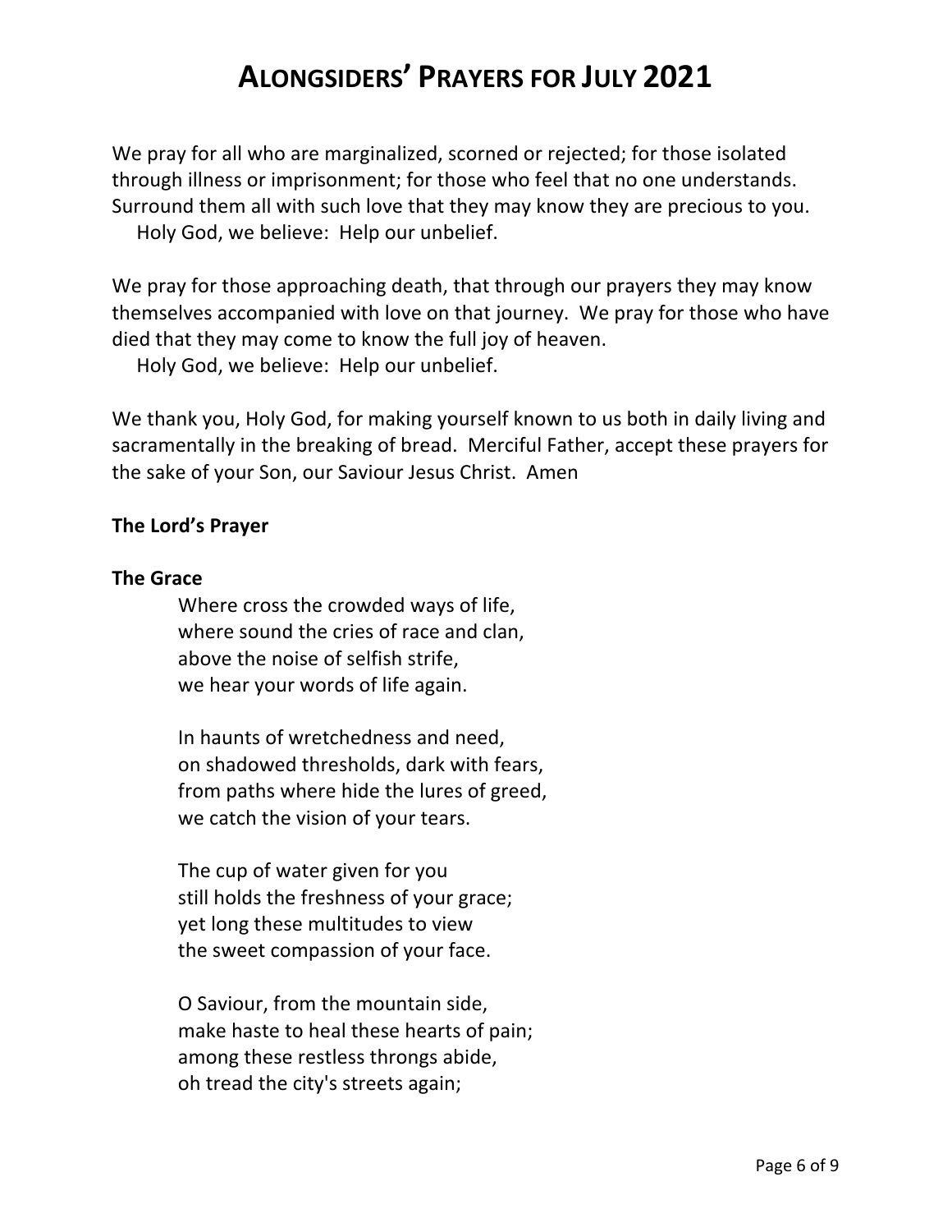We pray for all who are marginalized, scorned or rejected; for those isolated through illness or imprisonment; for those who feel that no one understands. Surround them all with such love that they may know they are precious to you.
Holy God, we believe: Help our unbelief.

We pray for those approaching death, that through our prayers they may know themselves accompanied with love on that journey. We pray for those who have died that they may come to know the full joy of heaven.
Holy God, we believe: Help our unbelief.

We thank you, Holy God, for making yourself known to us both in daily living and sacramentally in the breaking of bread. Merciful Father, accept these prayers for the sake of your Son, our Saviour Jesus Christ. Amen

**The Lord's Prayer**

**The Grace**

Where cross the crowded ways of life,
where sound the cries of race and clan,
above the noise of selfish strife,
we hear your words of life again.

In haunts of wretchedness and need,
on shadowed thresholds, dark with fears,
from paths where hide the lures of greed,
we catch the vision of your tears.

The cup of water given for you
still holds the freshness of your grace;
yet long these multitudes to view
the sweet compassion of your face.

O Saviour, from the mountain side,
make haste to heal these hearts of pain;
among these restless throngs abide,
oh tread the city's streets again;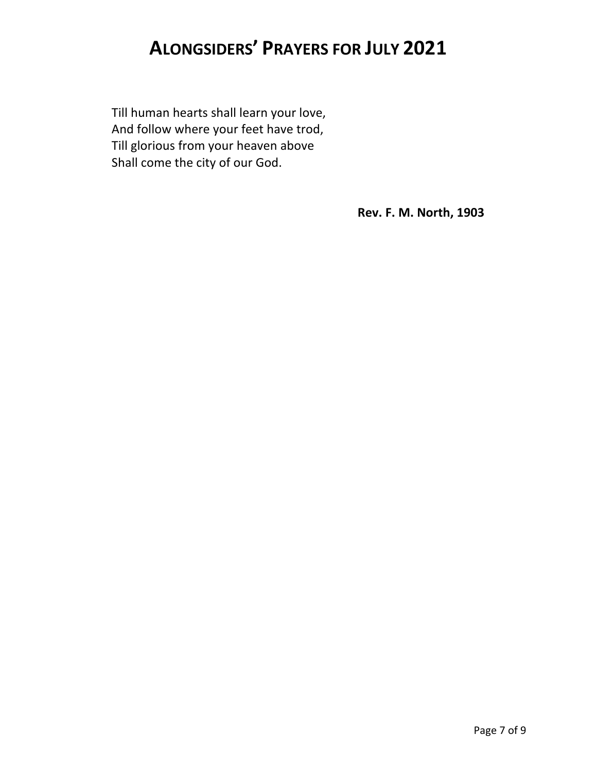Till human hearts shall learn your love,
And follow where your feet have trod,
Till glorious from your heaven above
Shall come the city of our God.

**Rev. F. M. North, 1903**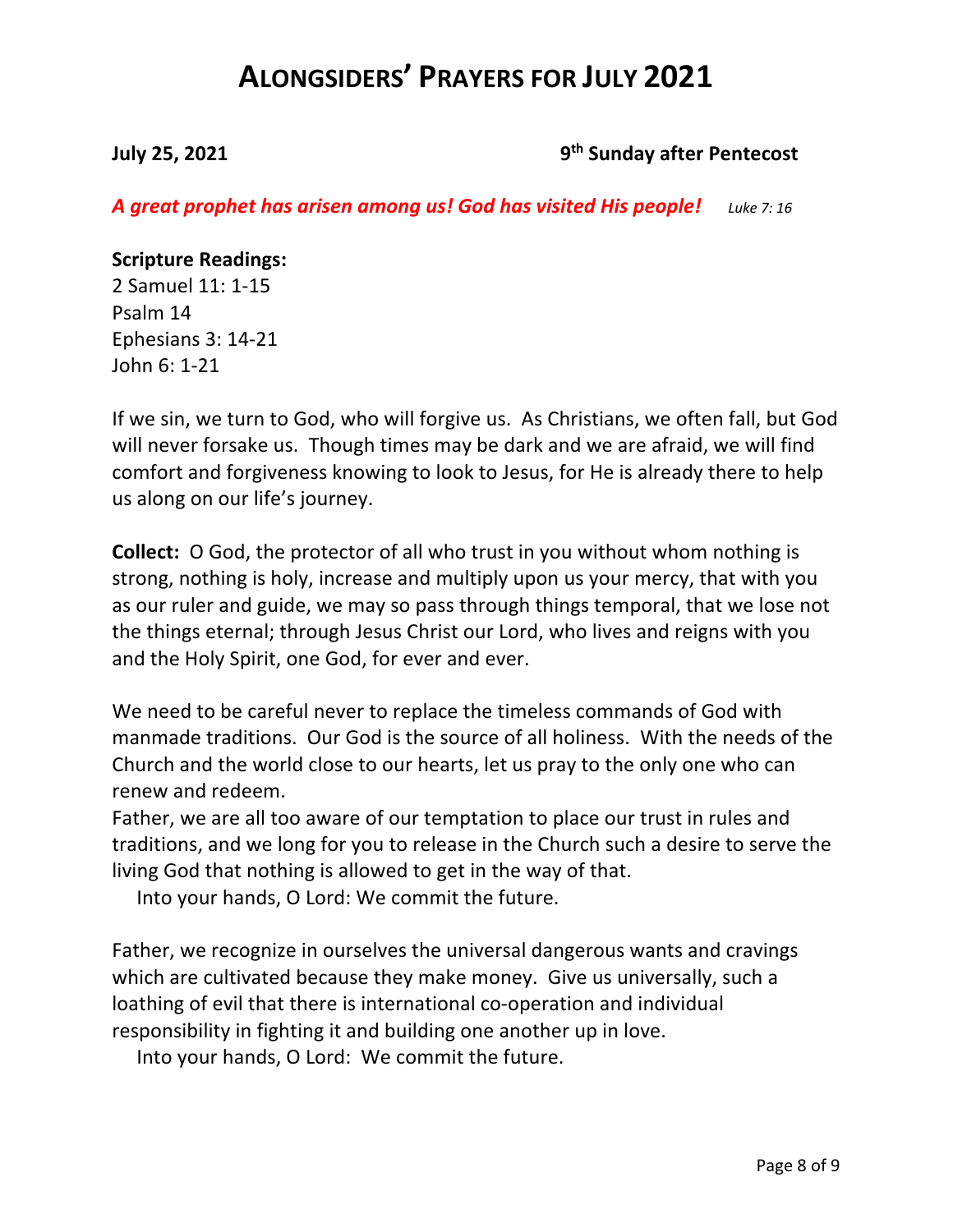# ALONGSIDERS' PRAYERS FOR JULY 2021

**July 25, 2021** **9th Sunday after Pentecost**

***A great prophet has arisen among us! God has visited His people!*** *Luke 7: 16*

**Scripture Readings:**
2 Samuel 11: 1-15
Psalm 14
Ephesians 3: 14-21
John 6: 1-21

If we sin, we turn to God, who will forgive us. As Christians, we often fall, but God will never forsake us. Though times may be dark and we are afraid, we will find comfort and forgiveness knowing to look to Jesus, for He is already there to help us along on our life's journey.

**Collect:** O God, the protector of all who trust in you without whom nothing is strong, nothing is holy, increase and multiply upon us your mercy, that with you as our ruler and guide, we may so pass through things temporal, that we lose not the things eternal; through Jesus Christ our Lord, who lives and reigns with you and the Holy Spirit, one God, for ever and ever.

We need to be careful never to replace the timeless commands of God with manmade traditions. Our God is the source of all holiness. With the needs of the Church and the world close to our hearts, let us pray to the only one who can renew and redeem.
Father, we are all too aware of our temptation to place our trust in rules and traditions, and we long for you to release in the Church such a desire to serve the living God that nothing is allowed to get in the way of that.
Into your hands, O Lord: We commit the future.

Father, we recognize in ourselves the universal dangerous wants and cravings which are cultivated because they make money. Give us universally, such a loathing of evil that there is international co-operation and individual responsibility in fighting it and building one another up in love.
Into your hands, O Lord: We commit the future.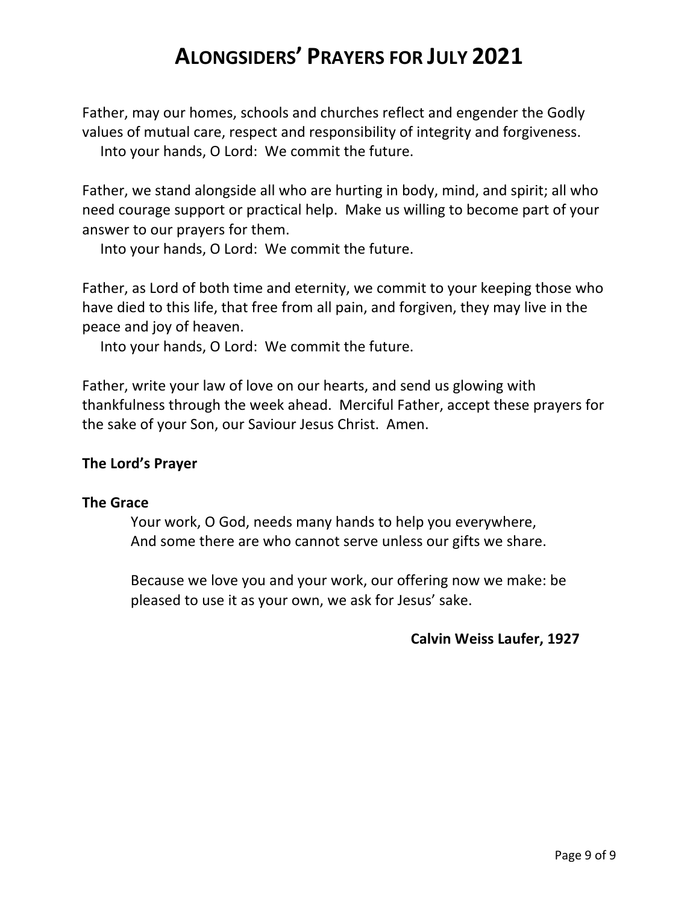# ALONGSIDERS' PRAYERS FOR JULY 2021

Father, may our homes, schools and churches reflect and engender the Godly values of mutual care, respect and responsibility of integrity and forgiveness.
Into your hands, O Lord: We commit the future.

Father, we stand alongside all who are hurting in body, mind, and spirit; all who need courage support or practical help. Make us willing to become part of your answer to our prayers for them.
Into your hands, O Lord: We commit the future.

Father, as Lord of both time and eternity, we commit to your keeping those who have died to this life, that free from all pain, and forgiven, they may live in the peace and joy of heaven.
Into your hands, O Lord: We commit the future.

Father, write your law of love on our hearts, and send us glowing with thankfulness through the week ahead. Merciful Father, accept these prayers for the sake of your Son, our Saviour Jesus Christ. Amen.

**The Lord's Prayer**

**The Grace**

Your work, O God, needs many hands to help you everywhere,
And some there are who cannot serve unless our gifts we share.

Because we love you and your work, our offering now we make: be pleased to use it as your own, we ask for Jesus' sake.

**Calvin Weiss Laufer, 1927**